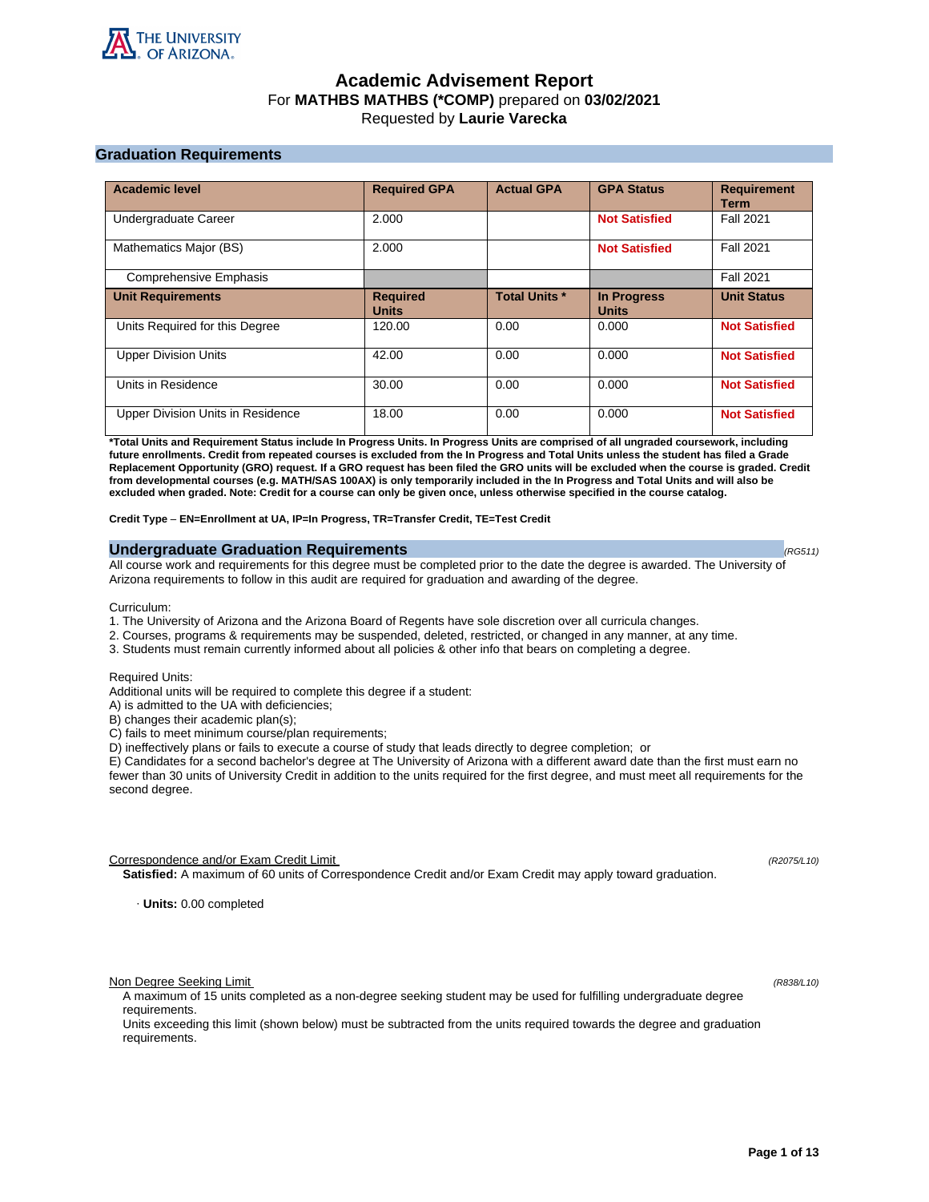THE UNIVERSITY OF ARIZONA

# Academic Advisement Report

For **MATHBS MATHBS (*COMP)** prepared on **03/02/2021**
Requested by **Laurie Varecka**

## Graduation Requirements

| Academic level | Required GPA | Actual GPA | GPA Status | Requirement Term |
|---|---|---|---|---|
| Undergraduate Career | 2.000 | | **Not Satisfied** | Fall 2021 |
| Mathematics Major (BS) | 2.000 | | **Not Satisfied** | Fall 2021 |
| Comprehensive Emphasis | | | | Fall 2021 |
| **Unit Requirements** | **Required Units** | **Total Units *** | **In Progress Units** | **Unit Status** |
| Units Required for this Degree | 120.00 | 0.00 | 0.000 | **Not Satisfied** |
| Upper Division Units | 42.00 | 0.00 | 0.000 | **Not Satisfied** |
| Units in Residence | 30.00 | 0.00 | 0.000 | **Not Satisfied** |
| Upper Division Units in Residence | 18.00 | 0.00 | 0.000 | **Not Satisfied** |

***Total Units and Requirement Status include In Progress Units. In Progress Units are comprised of all ungraded coursework, including future enrollments. Credit from repeated courses is excluded from the In Progress and Total Units unless the student has filed a Grade Replacement Opportunity (GRO) request. If a GRO request has been filed the GRO units will be excluded when the course is graded. Credit from developmental courses (e.g. MATH/SAS 100AX) is only temporarily included in the In Progress and Total Units and will also be excluded when graded. Note: Credit for a course can only be given once, unless otherwise specified in the course catalog.**

**Credit Type – EN=Enrollment at UA, IP=In Progress, TR=Transfer Credit, TE=Test Credit**

### Undergraduate Graduation Requirements

*(RG511)*

All course work and requirements for this degree must be completed prior to the date the degree is awarded. The University of Arizona requirements to follow in this audit are required for graduation and awarding of the degree.

Curriculum:
1. The University of Arizona and the Arizona Board of Regents have sole discretion over all curricula changes.
2. Courses, programs & requirements may be suspended, deleted, restricted, or changed in any manner, at any time.
3. Students must remain currently informed about all policies & other info that bears on completing a degree.

Required Units:
Additional units will be required to complete this degree if a student:
A) is admitted to the UA with deficiencies;
B) changes their academic plan(s);
C) fails to meet minimum course/plan requirements;
D) ineffectively plans or fails to execute a course of study that leads directly to degree completion; or
E) Candidates for a second bachelor's degree at The University of Arizona with a different award date than the first must earn no fewer than 30 units of University Credit in addition to the units required for the first degree, and must meet all requirements for the second degree.

Correspondence and/or Exam Credit Limit *(R2075/L10)*

**Satisfied:** A maximum of 60 units of Correspondence Credit and/or Exam Credit may apply toward graduation.

· **Units:** 0.00 completed

Non Degree Seeking Limit *(R838/L10)*

A maximum of 15 units completed as a non-degree seeking student may be used for fulfilling undergraduate degree requirements.
Units exceeding this limit (shown below) must be subtracted from the units required towards the degree and graduation requirements.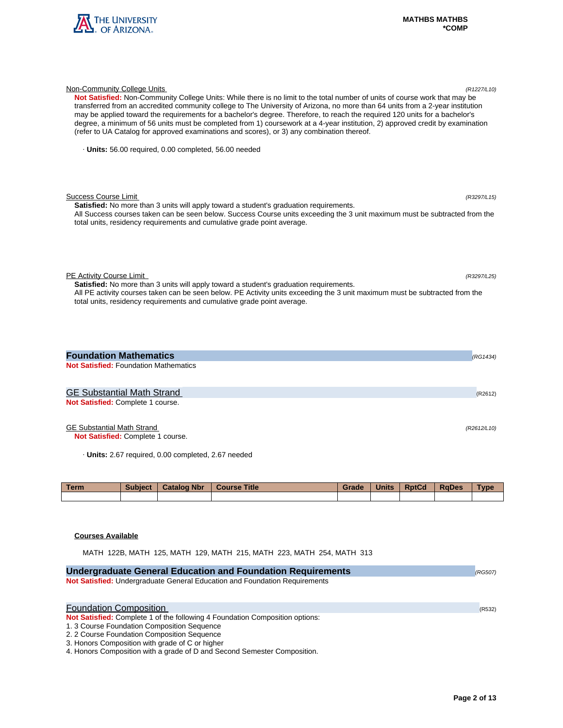Non-Community College Units *(R1227/L10)*

**Not Satisfied:** Non-Community College Units: While there is no limit to the total number of units of course work that may be transferred from an accredited community college to The University of Arizona, no more than 64 units from a 2-year institution may be applied toward the requirements for a bachelor's degree. Therefore, to reach the required 120 units for a bachelor's degree, a minimum of 56 units must be completed from 1) coursework at a 4-year institution, 2) approved credit by examination (refer to UA Catalog for approved examinations and scores), or 3) any combination thereof.

· **Units:** 56.00 required, 0.00 completed, 56.00 needed

Success Course Limit *(R3297/L15)*

**Satisfied:** No more than 3 units will apply toward a student's graduation requirements.
All Success courses taken can be seen below. Success Course units exceeding the 3 unit maximum must be subtracted from the total units, residency requirements and cumulative grade point average.

PE Activity Course Limit *(R3297/L25)*

**Satisfied:** No more than 3 units will apply toward a student's graduation requirements.
All PE activity courses taken can be seen below. PE Activity units exceeding the 3 unit maximum must be subtracted from the total units, residency requirements and cumulative grade point average.

## Foundation Mathematics *(RG1434)*

**Not Satisfied:** Foundation Mathematics

### GE Substantial Math Strand (R2612)

**Not Satisfied:** Complete 1 course.

GE Substantial Math Strand *(R2612/L10)*

**Not Satisfied:** Complete 1 course.

· **Units:** 2.67 required, 0.00 completed, 2.67 needed

| Term | Subject | Catalog Nbr | Course Title | Grade | Units | RptCd | RqDes | Type |
|---|---|---|---|---|---|---|---|---|
| | | | | | | | | |

**Courses Available**

MATH 122B, MATH 125, MATH 129, MATH 215, MATH 223, MATH 254, MATH 313

## Undergraduate General Education and Foundation Requirements *(RG507)*

**Not Satisfied:** Undergraduate General Education and Foundation Requirements

### Foundation Composition (R532)

**Not Satisfied:** Complete 1 of the following 4 Foundation Composition options:
1. 3 Course Foundation Composition Sequence
2. 2 Course Foundation Composition Sequence
3. Honors Composition with grade of C or higher
4. Honors Composition with a grade of D and Second Semester Composition.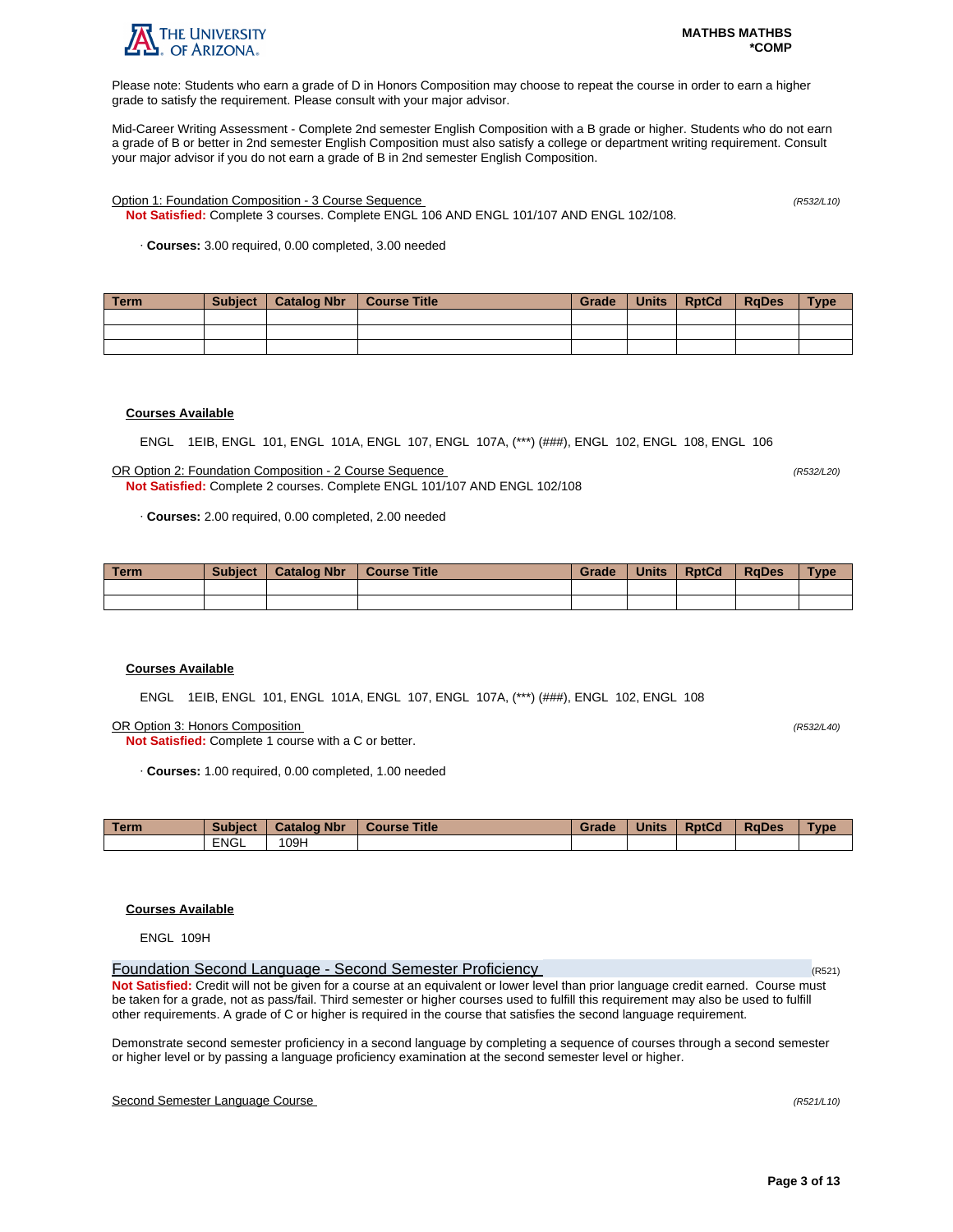Please note: Students who earn a grade of D in Honors Composition may choose to repeat the course in order to earn a higher grade to satisfy the requirement. Please consult with your major advisor.

Mid-Career Writing Assessment - Complete 2nd semester English Composition with a B grade or higher. Students who do not earn a grade of B or better in 2nd semester English Composition must also satisfy a college or department writing requirement. Consult your major advisor if you do not earn a grade of B in 2nd semester English Composition.

Option 1: Foundation Composition - 3 Course Sequence *(R532/L10)*

**Not Satisfied:** Complete 3 courses. Complete ENGL 106 AND ENGL 101/107 AND ENGL 102/108.

· **Courses:** 3.00 required, 0.00 completed, 3.00 needed

| Term | Subject | Catalog Nbr | Course Title | Grade | Units | RptCd | RqDes | Type |
|---|---|---|---|---|---|---|---|---|
| | | | | | | | | |
| | | | | | | | | |
| | | | | | | | | |

**Courses Available**

ENGL 1EIB, ENGL 101, ENGL 101A, ENGL 107, ENGL 107A, (***) (###), ENGL 102, ENGL 108, ENGL 106

OR Option 2: Foundation Composition - 2 Course Sequence *(R532/L20)*

**Not Satisfied:** Complete 2 courses. Complete ENGL 101/107 AND ENGL 102/108

· **Courses:** 2.00 required, 0.00 completed, 2.00 needed

| Term | Subject | Catalog Nbr | Course Title | Grade | Units | RptCd | RqDes | Type |
|---|---|---|---|---|---|---|---|---|
| | | | | | | | | |
| | | | | | | | | |

**Courses Available**

ENGL 1EIB, ENGL 101, ENGL 101A, ENGL 107, ENGL 107A, (***) (###), ENGL 102, ENGL 108

OR Option 3: Honors Composition *(R532/L40)*

**Not Satisfied:** Complete 1 course with a C or better.

· **Courses:** 1.00 required, 0.00 completed, 1.00 needed

| Term | Subject | Catalog Nbr | Course Title | Grade | Units | RptCd | RqDes | Type |
|---|---|---|---|---|---|---|---|---|
| | ENGL | 109H | | | | | | |

**Courses Available**

ENGL 109H

## Foundation Second Language - Second Semester Proficiency (R521)

**Not Satisfied:** Credit will not be given for a course at an equivalent or lower level than prior language credit earned. Course must be taken for a grade, not as pass/fail. Third semester or higher courses used to fulfill this requirement may also be used to fulfill other requirements. A grade of C or higher is required in the course that satisfies the second language requirement.

Demonstrate second semester proficiency in a second language by completing a sequence of courses through a second semester or higher level or by passing a language proficiency examination at the second semester level or higher.

Second Semester Language Course *(R521/L10)*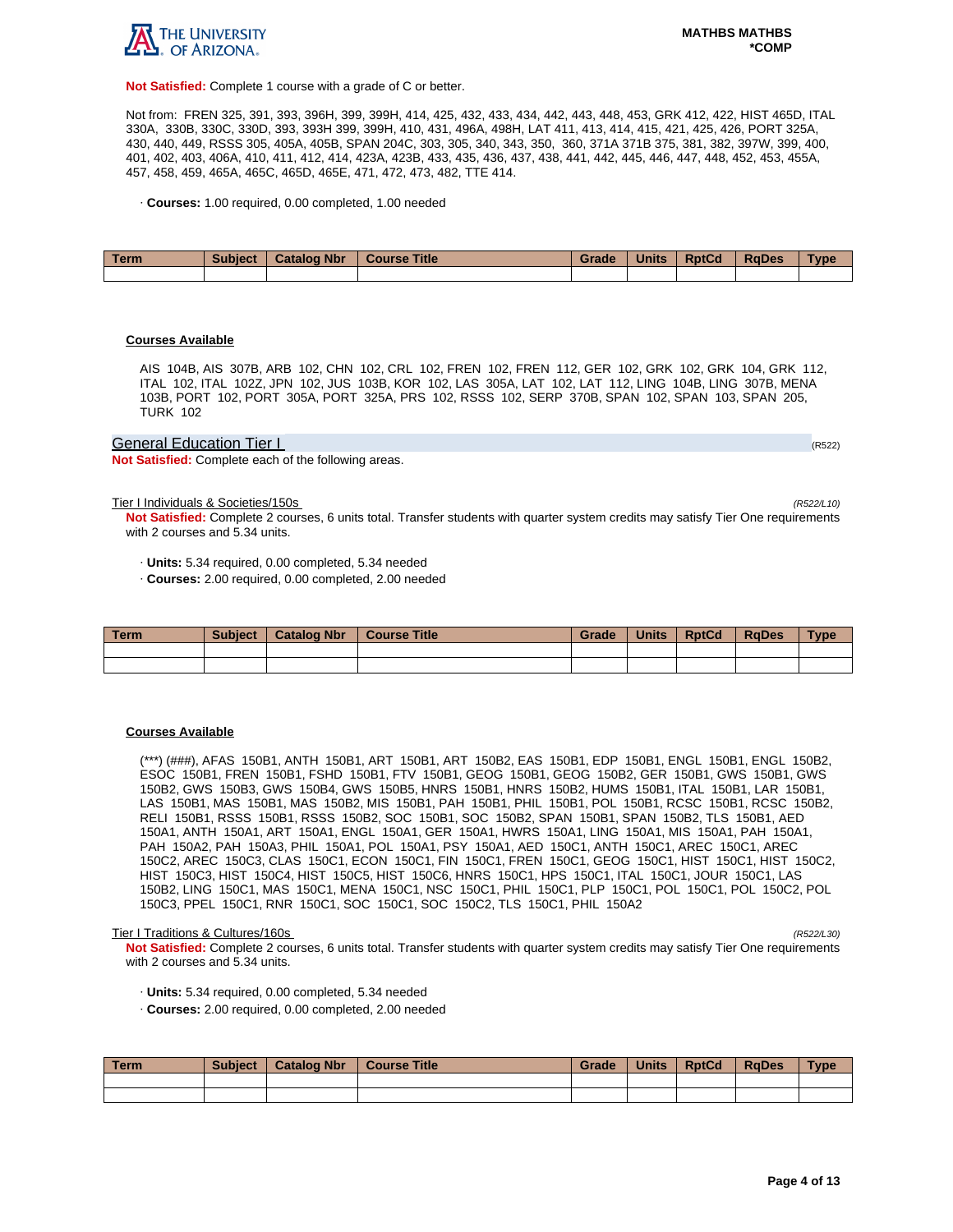**Not Satisfied:** Complete 1 course with a grade of C or better.

Not from: FREN 325, 391, 393, 396H, 399, 399H, 414, 425, 432, 433, 434, 442, 443, 448, 453, GRK 412, 422, HIST 465D, ITAL 330A, 330B, 330C, 330D, 393, 393H 399, 399H, 410, 431, 496A, 498H, LAT 411, 413, 414, 415, 421, 425, 426, PORT 325A, 430, 440, 449, RSSS 305, 405A, 405B, SPAN 204C, 303, 305, 340, 343, 350, 360, 371A 371B 375, 381, 382, 397W, 399, 400, 401, 402, 403, 406A, 410, 411, 412, 414, 423A, 423B, 433, 435, 436, 437, 438, 441, 442, 445, 446, 447, 448, 452, 453, 455A, 457, 458, 459, 465A, 465C, 465D, 465E, 471, 472, 473, 482, TTE 414.

· **Courses:** 1.00 required, 0.00 completed, 1.00 needed

| Term | Subject | Catalog Nbr | Course Title | Grade | Units | RptCd | RqDes | Type |
|---|---|---|---|---|---|---|---|---|
| | | | | | | | | |

**Courses Available**

AIS 104B, AIS 307B, ARB 102, CHN 102, CRL 102, FREN 102, FREN 112, GER 102, GRK 102, GRK 104, GRK 112, ITAL 102, ITAL 102Z, JPN 102, JUS 103B, KOR 102, LAS 305A, LAT 102, LAT 112, LING 104B, LING 307B, MENA 103B, PORT 102, PORT 305A, PORT 325A, PRS 102, RSSS 102, SERP 370B, SPAN 102, SPAN 103, SPAN 205, TURK 102

## General Education Tier I (R522)

**Not Satisfied:** Complete each of the following areas.

### Tier I Individuals & Societies/150s (R522/L10)

**Not Satisfied:** Complete 2 courses, 6 units total. Transfer students with quarter system credits may satisfy Tier One requirements with 2 courses and 5.34 units.

· **Units:** 5.34 required, 0.00 completed, 5.34 needed

· **Courses:** 2.00 required, 0.00 completed, 2.00 needed

| Term | Subject | Catalog Nbr | Course Title | Grade | Units | RptCd | RqDes | Type |
|---|---|---|---|---|---|---|---|---|
| | | | | | | | | |
| | | | | | | | | |

**Courses Available**

(***) (###), AFAS 150B1, ANTH 150B1, ART 150B1, ART 150B2, EAS 150B1, EDP 150B1, ENGL 150B1, ENGL 150B2, ESOC 150B1, FREN 150B1, FSHD 150B1, FTV 150B1, GEOG 150B1, GEOG 150B2, GER 150B1, GWS 150B1, GWS 150B2, GWS 150B3, GWS 150B4, GWS 150B5, HNRS 150B1, HNRS 150B2, HUMS 150B1, ITAL 150B1, LAR 150B1, LAS 150B1, MAS 150B1, MAS 150B2, MIS 150B1, PAH 150B1, PHIL 150B1, POL 150B1, RCSC 150B1, RCSC 150B2, RELI 150B1, RSSS 150B1, RSSS 150B2, SOC 150B1, SOC 150B2, SPAN 150B1, SPAN 150B2, TLS 150B1, AED 150A1, ANTH 150A1, ART 150A1, ENGL 150A1, GER 150A1, HWRS 150A1, LING 150A1, MIS 150A1, PAH 150A1, PAH 150A2, PAH 150A3, PHIL 150A1, POL 150A1, PSY 150A1, AED 150C1, ANTH 150C1, AREC 150C1, AREC 150C2, AREC 150C3, CLAS 150C1, ECON 150C1, FIN 150C1, FREN 150C1, GEOG 150C1, HIST 150C1, HIST 150C2, HIST 150C3, HIST 150C4, HIST 150C5, HIST 150C6, HNRS 150C1, HPS 150C1, ITAL 150C1, JOUR 150C1, LAS 150B2, LING 150C1, MAS 150C1, MENA 150C1, NSC 150C1, PHIL 150C1, PLP 150C1, POL 150C1, POL 150C2, POL 150C3, PPEL 150C1, RNR 150C1, SOC 150C1, SOC 150C2, TLS 150C1, PHIL 150A2

### Tier I Traditions & Cultures/160s (R522/L30)

**Not Satisfied:** Complete 2 courses, 6 units total. Transfer students with quarter system credits may satisfy Tier One requirements with 2 courses and 5.34 units.

· **Units:** 5.34 required, 0.00 completed, 5.34 needed

· **Courses:** 2.00 required, 0.00 completed, 2.00 needed

| Term | Subject | Catalog Nbr | Course Title | Grade | Units | RptCd | RqDes | Type |
|---|---|---|---|---|---|---|---|---|
| | | | | | | | | |
| | | | | | | | | |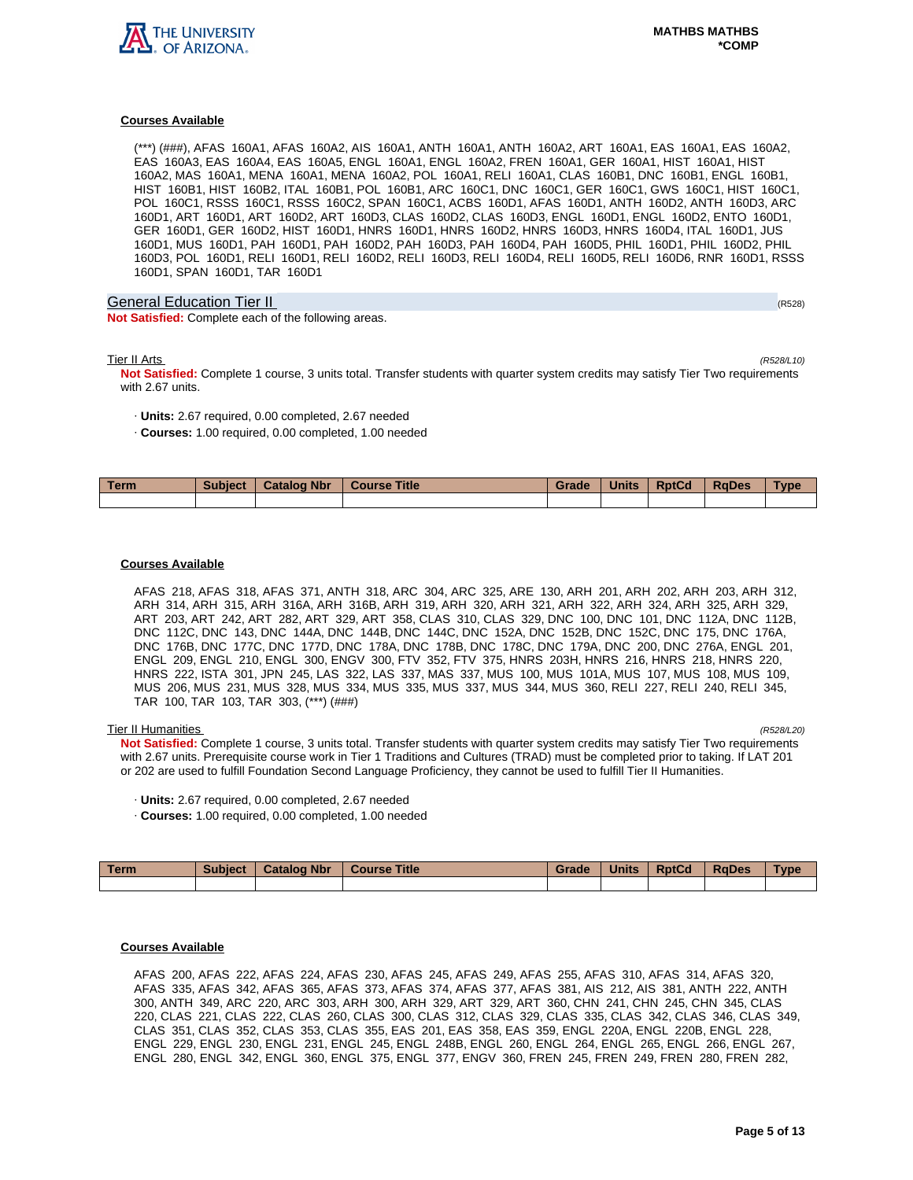### Courses Available

(***) (###), AFAS 160A1, AFAS 160A2, AIS 160A1, ANTH 160A1, ANTH 160A2, ART 160A1, EAS 160A1, EAS 160A2, EAS 160A3, EAS 160A4, EAS 160A5, ENGL 160A1, ENGL 160A2, FREN 160A1, GER 160A1, HIST 160A1, HIST 160A2, MAS 160A1, MENA 160A1, MENA 160A2, POL 160A1, RELI 160A1, CLAS 160B1, DNC 160B1, ENGL 160B1, HIST 160B1, HIST 160B2, ITAL 160B1, POL 160B1, ARC 160C1, DNC 160C1, GER 160C1, GWS 160C1, HIST 160C1, POL 160C1, RSSS 160C1, RSSS 160C2, SPAN 160C1, ACBS 160D1, AFAS 160D1, ANTH 160D2, ANTH 160D3, ARC 160D1, ART 160D1, ART 160D2, ART 160D3, CLAS 160D2, CLAS 160D3, ENGL 160D1, ENGL 160D2, ENTO 160D1, GER 160D1, GER 160D2, HIST 160D1, HNRS 160D1, HNRS 160D2, HNRS 160D3, HNRS 160D4, ITAL 160D1, JUS 160D1, MUS 160D1, PAH 160D1, PAH 160D2, PAH 160D3, PAH 160D4, PAH 160D5, PHIL 160D1, PHIL 160D2, PHIL 160D3, POL 160D1, RELI 160D1, RELI 160D2, RELI 160D3, RELI 160D4, RELI 160D5, RELI 160D6, RNR 160D1, RSSS 160D1, SPAN 160D1, TAR 160D1

## General Education Tier II

(R528)

**Not Satisfied:** Complete each of the following areas.

### Tier II Arts

*(R528/L10)*

**Not Satisfied:** Complete 1 course, 3 units total. Transfer students with quarter system credits may satisfy Tier Two requirements with 2.67 units.

- **Units:** 2.67 required, 0.00 completed, 2.67 needed
- **Courses:** 1.00 required, 0.00 completed, 1.00 needed

| Term | Subject | Catalog Nbr | Course Title | Grade | Units | RptCd | RqDes | Type |
|---|---|---|---|---|---|---|---|---|
| | | | | | | | | |

#### Courses Available

AFAS 218, AFAS 318, AFAS 371, ANTH 318, ARC 304, ARC 325, ARE 130, ARH 201, ARH 202, ARH 203, ARH 312, ARH 314, ARH 315, ARH 316A, ARH 316B, ARH 319, ARH 320, ARH 321, ARH 322, ARH 324, ARH 325, ARH 329, ART 203, ART 242, ART 282, ART 329, ART 358, CLAS 310, CLAS 329, DNC 100, DNC 101, DNC 112A, DNC 112B, DNC 112C, DNC 143, DNC 144A, DNC 144B, DNC 144C, DNC 152A, DNC 152B, DNC 152C, DNC 175, DNC 176A, DNC 176B, DNC 177C, DNC 177D, DNC 178A, DNC 178B, DNC 178C, DNC 179A, DNC 200, DNC 276A, ENGL 201, ENGL 209, ENGL 210, ENGL 300, ENGV 300, FTV 352, FTV 375, HNRS 203H, HNRS 216, HNRS 218, HNRS 220, HNRS 222, ISTA 301, JPN 245, LAS 322, LAS 337, MAS 337, MUS 100, MUS 101A, MUS 107, MUS 108, MUS 109, MUS 206, MUS 231, MUS 328, MUS 334, MUS 335, MUS 337, MUS 344, MUS 360, RELI 227, RELI 240, RELI 345, TAR 100, TAR 103, TAR 303, (***) (###)

### Tier II Humanities

*(R528/L20)*

**Not Satisfied:** Complete 1 course, 3 units total. Transfer students with quarter system credits may satisfy Tier Two requirements with 2.67 units. Prerequisite course work in Tier 1 Traditions and Cultures (TRAD) must be completed prior to taking. If LAT 201 or 202 are used to fulfill Foundation Second Language Proficiency, they cannot be used to fulfill Tier II Humanities.

- **Units:** 2.67 required, 0.00 completed, 2.67 needed
- **Courses:** 1.00 required, 0.00 completed, 1.00 needed

| Term | Subject | Catalog Nbr | Course Title | Grade | Units | RptCd | RqDes | Type |
|---|---|---|---|---|---|---|---|---|
| | | | | | | | | |

#### Courses Available

AFAS 200, AFAS 222, AFAS 224, AFAS 230, AFAS 245, AFAS 249, AFAS 255, AFAS 310, AFAS 314, AFAS 320, AFAS 335, AFAS 342, AFAS 365, AFAS 373, AFAS 374, AFAS 377, AFAS 381, AIS 212, AIS 381, ANTH 222, ANTH 300, ANTH 349, ARC 220, ARC 303, ARH 300, ARH 329, ART 329, ART 360, CHN 241, CHN 245, CHN 345, CLAS 220, CLAS 221, CLAS 222, CLAS 260, CLAS 300, CLAS 312, CLAS 329, CLAS 335, CLAS 342, CLAS 346, CLAS 349, CLAS 351, CLAS 352, CLAS 353, CLAS 355, EAS 201, EAS 358, EAS 359, ENGL 220A, ENGL 220B, ENGL 228, ENGL 229, ENGL 230, ENGL 231, ENGL 245, ENGL 248B, ENGL 260, ENGL 264, ENGL 265, ENGL 266, ENGL 267, ENGL 280, ENGL 342, ENGL 360, ENGL 375, ENGL 377, ENGV 360, FREN 245, FREN 249, FREN 280, FREN 282,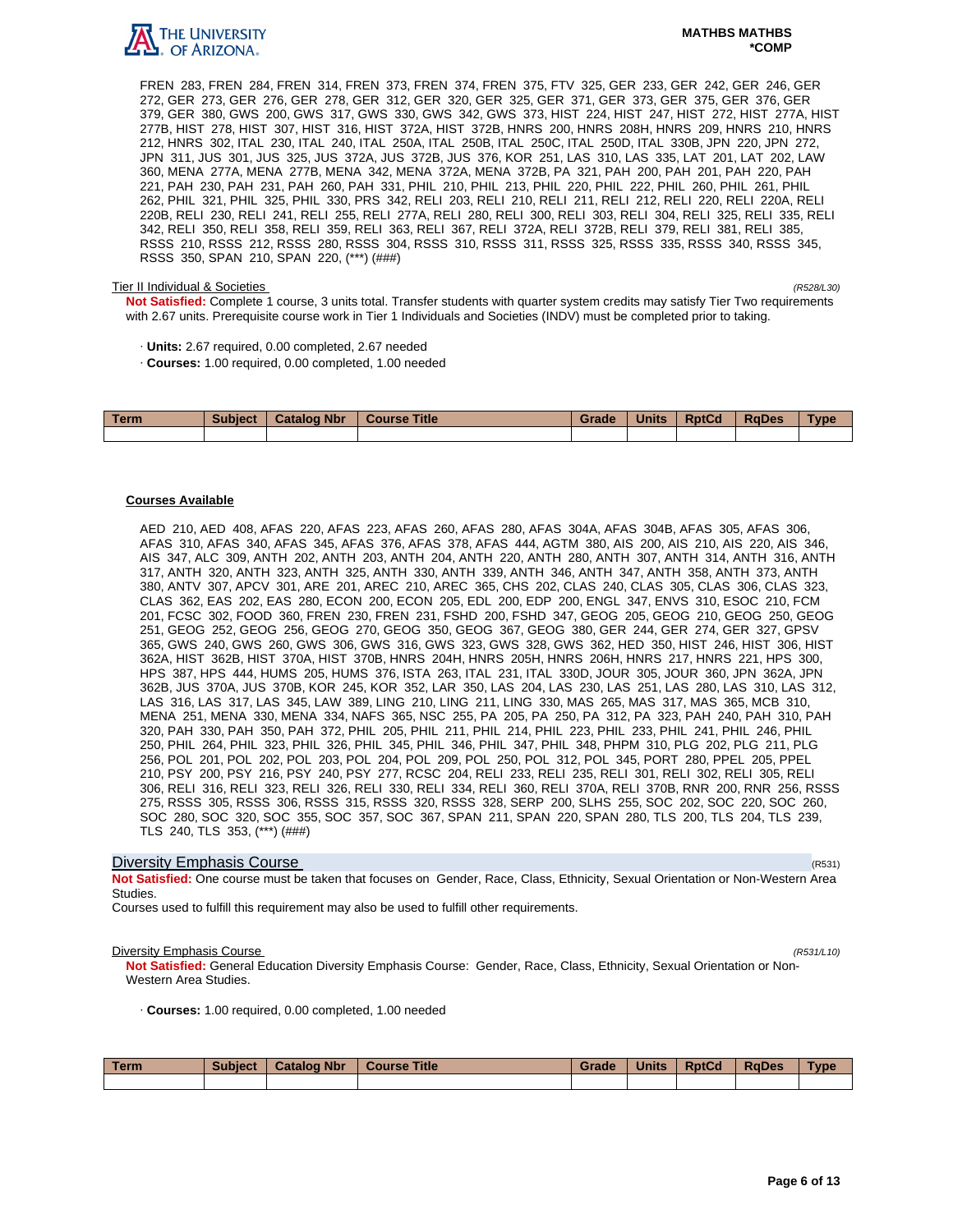FREN 283, FREN 284, FREN 314, FREN 373, FREN 374, FREN 375, FTV 325, GER 233, GER 242, GER 246, GER 272, GER 273, GER 276, GER 278, GER 312, GER 320, GER 325, GER 371, GER 373, GER 375, GER 376, GER 379, GER 380, GWS 200, GWS 317, GWS 330, GWS 342, GWS 373, HIST 224, HIST 247, HIST 272, HIST 277A, HIST 277B, HIST 278, HIST 307, HIST 316, HIST 372A, HIST 372B, HNRS 200, HNRS 208H, HNRS 209, HNRS 210, HNRS 212, HNRS 302, ITAL 230, ITAL 240, ITAL 250A, ITAL 250B, ITAL 250C, ITAL 250D, ITAL 330B, JPN 220, JPN 272, JPN 311, JUS 301, JUS 325, JUS 372A, JUS 372B, JUS 376, KOR 251, LAS 310, LAS 335, LAT 201, LAT 202, LAW 360, MENA 277A, MENA 277B, MENA 342, MENA 372A, MENA 372B, PA 321, PAH 200, PAH 201, PAH 220, PAH 221, PAH 230, PAH 231, PAH 260, PAH 331, PHIL 210, PHIL 213, PHIL 220, PHIL 222, PHIL 260, PHIL 261, PHIL 262, PHIL 321, PHIL 325, PHIL 330, PRS 342, RELI 203, RELI 210, RELI 211, RELI 212, RELI 220, RELI 220A, RELI 220B, RELI 230, RELI 241, RELI 255, RELI 277A, RELI 280, RELI 300, RELI 303, RELI 304, RELI 325, RELI 335, RELI 342, RELI 350, RELI 358, RELI 359, RELI 363, RELI 367, RELI 372A, RELI 372B, RELI 379, RELI 381, RELI 385, RSSS 210, RSSS 212, RSSS 280, RSSS 304, RSSS 310, RSSS 311, RSSS 325, RSSS 335, RSSS 340, RSSS 345, RSSS 350, SPAN 210, SPAN 220, (***) (###)

Tier II Individual & Societies *(R528/L30)*

**Not Satisfied:** Complete 1 course, 3 units total. Transfer students with quarter system credits may satisfy Tier Two requirements with 2.67 units. Prerequisite course work in Tier 1 Individuals and Societies (INDV) must be completed prior to taking.

· **Units:** 2.67 required, 0.00 completed, 2.67 needed

· **Courses:** 1.00 required, 0.00 completed, 1.00 needed

| Term | Subject | Catalog Nbr | Course Title | Grade | Units | RptCd | RqDes | Type |
|---|---|---|---|---|---|---|---|---|
| | | | | | | | | |

**Courses Available**

AED 210, AED 408, AFAS 220, AFAS 223, AFAS 260, AFAS 280, AFAS 304A, AFAS 304B, AFAS 305, AFAS 306, AFAS 310, AFAS 340, AFAS 345, AFAS 376, AFAS 378, AFAS 444, AGTM 380, AIS 200, AIS 210, AIS 220, AIS 346, AIS 347, ALC 309, ANTH 202, ANTH 203, ANTH 204, ANTH 220, ANTH 280, ANTH 307, ANTH 314, ANTH 316, ANTH 317, ANTH 320, ANTH 323, ANTH 325, ANTH 330, ANTH 339, ANTH 346, ANTH 347, ANTH 358, ANTH 373, ANTH 380, ANTV 307, APCV 301, ARE 201, AREC 210, AREC 365, CHS 202, CLAS 240, CLAS 305, CLAS 306, CLAS 323, CLAS 362, EAS 202, EAS 280, ECON 200, ECON 205, EDL 200, EDP 200, ENGL 347, ENVS 310, ESOC 210, FCM 201, FCSC 302, FOOD 360, FREN 230, FREN 231, FSHD 200, FSHD 347, GEOG 205, GEOG 210, GEOG 250, GEOG 251, GEOG 252, GEOG 256, GEOG 270, GEOG 350, GEOG 367, GEOG 380, GER 244, GER 274, GER 327, GPSV 365, GWS 240, GWS 260, GWS 306, GWS 316, GWS 323, GWS 328, GWS 362, HED 350, HIST 246, HIST 306, HIST 362A, HIST 362B, HIST 370A, HIST 370B, HNRS 204H, HNRS 205H, HNRS 206H, HNRS 217, HNRS 221, HPS 300, HPS 387, HPS 444, HUMS 205, HUMS 376, ISTA 263, ITAL 231, ITAL 330D, JOUR 305, JOUR 360, JPN 362A, JPN 362B, JUS 370A, JUS 370B, KOR 245, KOR 352, LAR 350, LAS 204, LAS 230, LAS 251, LAS 280, LAS 310, LAS 312, LAS 316, LAS 317, LAS 345, LAW 389, LING 210, LING 211, LING 330, MAS 265, MAS 317, MAS 365, MCB 310, MENA 251, MENA 330, MENA 334, NAFS 365, NSC 255, PA 205, PA 250, PA 312, PA 323, PAH 240, PAH 310, PAH 320, PAH 330, PAH 350, PAH 372, PHIL 205, PHIL 211, PHIL 214, PHIL 223, PHIL 233, PHIL 241, PHIL 246, PHIL 250, PHIL 264, PHIL 323, PHIL 326, PHIL 345, PHIL 346, PHIL 347, PHIL 348, PHPM 310, PLG 202, PLG 211, PLG 256, POL 201, POL 202, POL 203, POL 204, POL 209, POL 250, POL 312, POL 345, PORT 280, PPEL 205, PPEL 210, PSY 200, PSY 216, PSY 240, PSY 277, RCSC 204, RELI 233, RELI 235, RELI 301, RELI 302, RELI 305, RELI 306, RELI 316, RELI 323, RELI 326, RELI 330, RELI 334, RELI 360, RELI 370A, RELI 370B, RNR 200, RNR 256, RSSS 275, RSSS 305, RSSS 306, RSSS 315, RSSS 320, RSSS 328, SERP 200, SLHS 255, SOC 202, SOC 220, SOC 260, SOC 280, SOC 320, SOC 355, SOC 357, SOC 367, SPAN 211, SPAN 220, SPAN 280, TLS 200, TLS 204, TLS 239, TLS 240, TLS 353, (***) (###)

## Diversity Emphasis Course (R531)

**Not Satisfied:** One course must be taken that focuses on Gender, Race, Class, Ethnicity, Sexual Orientation or Non-Western Area Studies.

Courses used to fulfill this requirement may also be used to fulfill other requirements.

Diversity Emphasis Course *(R531/L10)*

**Not Satisfied:** General Education Diversity Emphasis Course: Gender, Race, Class, Ethnicity, Sexual Orientation or Non-Western Area Studies.

· **Courses:** 1.00 required, 0.00 completed, 1.00 needed

| Term | Subject | Catalog Nbr | Course Title | Grade | Units | RptCd | RqDes | Type |
|---|---|---|---|---|---|---|---|---|
| | | | | | | | | |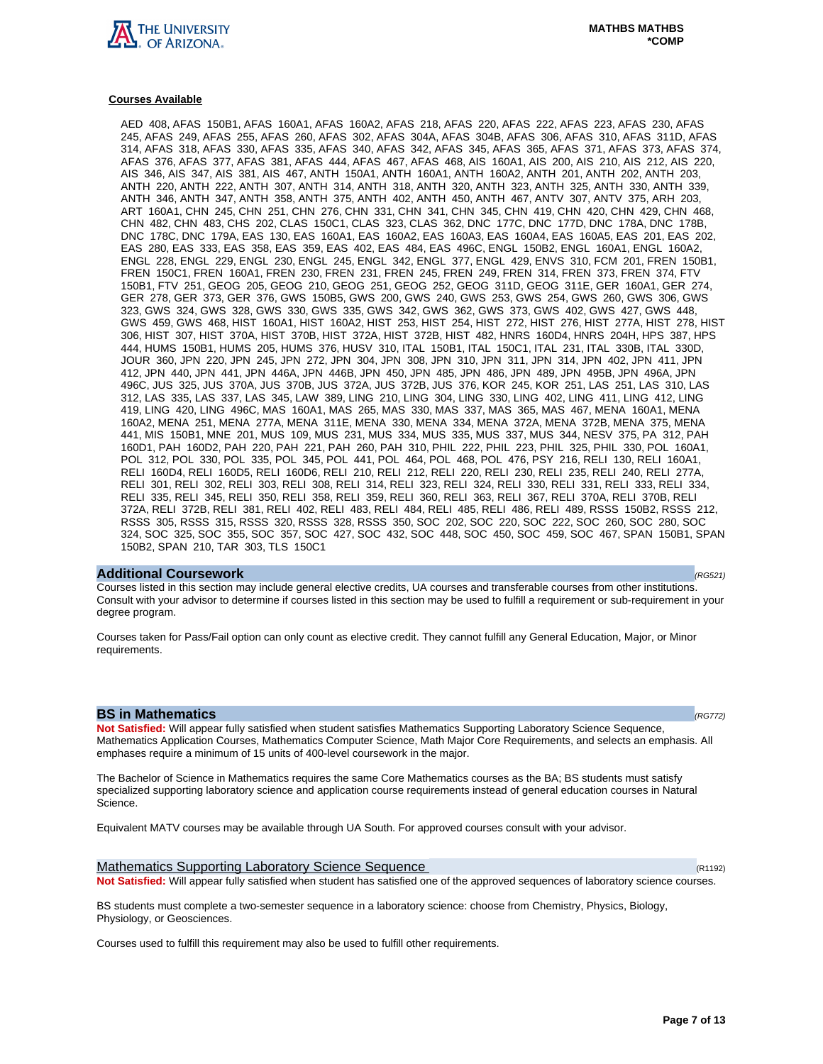**Courses Available**

AED 408, AFAS 150B1, AFAS 160A1, AFAS 160A2, AFAS 218, AFAS 220, AFAS 222, AFAS 223, AFAS 230, AFAS 245, AFAS 249, AFAS 255, AFAS 260, AFAS 302, AFAS 304A, AFAS 304B, AFAS 306, AFAS 310, AFAS 311D, AFAS 314, AFAS 318, AFAS 330, AFAS 335, AFAS 340, AFAS 342, AFAS 345, AFAS 365, AFAS 371, AFAS 373, AFAS 374, AFAS 376, AFAS 377, AFAS 381, AFAS 444, AFAS 467, AFAS 468, AIS 160A1, AIS 200, AIS 210, AIS 212, AIS 220, AIS 346, AIS 347, AIS 381, AIS 467, ANTH 150A1, ANTH 160A1, ANTH 160A2, ANTH 201, ANTH 202, ANTH 203, ANTH 220, ANTH 222, ANTH 307, ANTH 314, ANTH 318, ANTH 320, ANTH 323, ANTH 325, ANTH 330, ANTH 339, ANTH 346, ANTH 347, ANTH 358, ANTH 375, ANTH 402, ANTH 450, ANTH 467, ANTV 307, ANTV 375, ARH 203, ART 160A1, CHN 245, CHN 251, CHN 276, CHN 331, CHN 341, CHN 345, CHN 419, CHN 420, CHN 429, CHN 468, CHN 482, CHN 483, CHS 202, CLAS 150C1, CLAS 323, CLAS 362, DNC 177C, DNC 177D, DNC 178A, DNC 178B, DNC 178C, DNC 179A, EAS 130, EAS 160A1, EAS 160A2, EAS 160A3, EAS 160A4, EAS 160A5, EAS 201, EAS 202, EAS 280, EAS 333, EAS 358, EAS 359, EAS 402, EAS 484, EAS 496C, ENGL 150B2, ENGL 160A1, ENGL 160A2, ENGL 228, ENGL 229, ENGL 230, ENGL 245, ENGL 342, ENGL 377, ENGL 429, ENVS 310, FCM 201, FREN 150B1, FREN 150C1, FREN 160A1, FREN 230, FREN 231, FREN 245, FREN 249, FREN 314, FREN 373, FREN 374, FTV 150B1, FTV 251, GEOG 205, GEOG 210, GEOG 251, GEOG 252, GEOG 311D, GEOG 311E, GER 160A1, GER 274, GER 278, GER 373, GER 376, GWS 150B5, GWS 200, GWS 240, GWS 253, GWS 254, GWS 260, GWS 306, GWS 323, GWS 324, GWS 328, GWS 330, GWS 335, GWS 342, GWS 362, GWS 373, GWS 402, GWS 427, GWS 448, GWS 459, GWS 468, HIST 160A1, HIST 160A2, HIST 253, HIST 254, HIST 272, HIST 276, HIST 277A, HIST 278, HIST 306, HIST 307, HIST 370A, HIST 370B, HIST 372A, HIST 372B, HIST 482, HNRS 160D4, HNRS 204H, HPS 387, HPS 444, HUMS 150B1, HUMS 205, HUMS 376, HUSV 310, ITAL 150B1, ITAL 150C1, ITAL 231, ITAL 330B, ITAL 330D, JOUR 360, JPN 220, JPN 245, JPN 272, JPN 304, JPN 308, JPN 310, JPN 311, JPN 314, JPN 402, JPN 411, JPN 412, JPN 440, JPN 441, JPN 446A, JPN 446B, JPN 450, JPN 485, JPN 486, JPN 489, JPN 495B, JPN 496A, JPN 496C, JUS 325, JUS 370A, JUS 370B, JUS 372A, JUS 372B, JUS 376, KOR 245, KOR 251, LAS 251, LAS 310, LAS 312, LAS 335, LAS 337, LAS 345, LAW 389, LING 210, LING 304, LING 330, LING 402, LING 411, LING 412, LING 419, LING 420, LING 496C, MAS 160A1, MAS 265, MAS 330, MAS 337, MAS 365, MAS 467, MENA 160A1, MENA 160A2, MENA 251, MENA 277A, MENA 311E, MENA 330, MENA 334, MENA 372A, MENA 372B, MENA 375, MENA 441, MIS 150B1, MNE 201, MUS 109, MUS 231, MUS 334, MUS 335, MUS 337, MUS 344, NESV 375, PA 312, PAH 160D1, PAH 160D2, PAH 220, PAH 221, PAH 260, PAH 310, PHIL 222, PHIL 223, PHIL 325, PHIL 330, POL 160A1, POL 312, POL 330, POL 335, POL 345, POL 441, POL 464, POL 468, POL 476, PSY 216, RELI 130, RELI 160A1, RELI 160D4, RELI 160D5, RELI 160D6, RELI 210, RELI 212, RELI 220, RELI 230, RELI 235, RELI 240, RELI 277A, RELI 301, RELI 302, RELI 303, RELI 308, RELI 314, RELI 323, RELI 324, RELI 330, RELI 331, RELI 333, RELI 334, RELI 335, RELI 345, RELI 350, RELI 358, RELI 359, RELI 360, RELI 363, RELI 367, RELI 370A, RELI 370B, RELI 372A, RELI 372B, RELI 381, RELI 402, RELI 483, RELI 484, RELI 485, RELI 486, RELI 489, RSSS 150B2, RSSS 212, RSSS 305, RSSS 315, RSSS 320, RSSS 328, RSSS 350, SOC 202, SOC 220, SOC 222, SOC 260, SOC 280, SOC 324, SOC 325, SOC 355, SOC 357, SOC 427, SOC 432, SOC 448, SOC 450, SOC 459, SOC 467, SPAN 150B1, SPAN 150B2, SPAN 210, TAR 303, TLS 150C1

## Additional Coursework
*(RG521)*

Courses listed in this section may include general elective credits, UA courses and transferable courses from other institutions. Consult with your advisor to determine if courses listed in this section may be used to fulfill a requirement or sub-requirement in your degree program.

Courses taken for Pass/Fail option can only count as elective credit. They cannot fulfill any General Education, Major, or Minor requirements.

## BS in Mathematics
*(RG772)*

**Not Satisfied:** Will appear fully satisfied when student satisfies Mathematics Supporting Laboratory Science Sequence, Mathematics Application Courses, Mathematics Computer Science, Math Major Core Requirements, and selects an emphasis. All emphases require a minimum of 15 units of 400-level coursework in the major.

The Bachelor of Science in Mathematics requires the same Core Mathematics courses as the BA; BS students must satisfy specialized supporting laboratory science and application course requirements instead of general education courses in Natural Science.

Equivalent MATV courses may be available through UA South. For approved courses consult with your advisor.

### Mathematics Supporting Laboratory Science Sequence
(R1192)

**Not Satisfied:** Will appear fully satisfied when student has satisfied one of the approved sequences of laboratory science courses.

BS students must complete a two-semester sequence in a laboratory science: choose from Chemistry, Physics, Biology, Physiology, or Geosciences.

Courses used to fulfill this requirement may also be used to fulfill other requirements.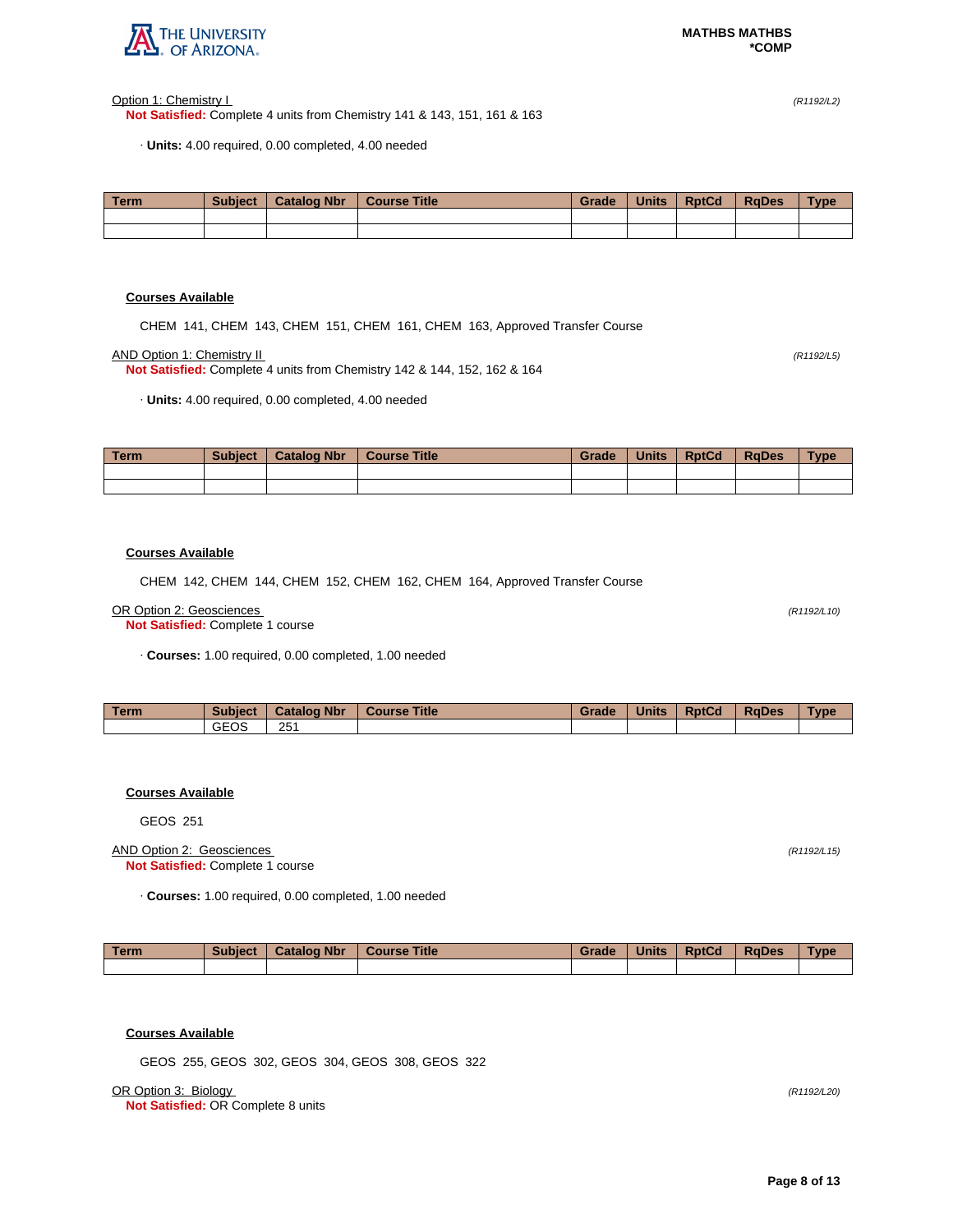Option 1: Chemistry I *(R1192/L2)*

**Not Satisfied:** Complete 4 units from Chemistry 141 & 143, 151, 161 & 163

· **Units:** 4.00 required, 0.00 completed, 4.00 needed

| Term | Subject | Catalog Nbr | Course Title | Grade | Units | RptCd | RqDes | Type |
|---|---|---|---|---|---|---|---|---|
| | | | | | | | | |
| | | | | | | | | |

**Courses Available**

CHEM 141, CHEM 143, CHEM 151, CHEM 161, CHEM 163, Approved Transfer Course

AND Option 1: Chemistry II *(R1192/L5)*

**Not Satisfied:** Complete 4 units from Chemistry 142 & 144, 152, 162 & 164

· **Units:** 4.00 required, 0.00 completed, 4.00 needed

| Term | Subject | Catalog Nbr | Course Title | Grade | Units | RptCd | RqDes | Type |
|---|---|---|---|---|---|---|---|---|
| | | | | | | | | |
| | | | | | | | | |

**Courses Available**

CHEM 142, CHEM 144, CHEM 152, CHEM 162, CHEM 164, Approved Transfer Course

OR Option 2: Geosciences *(R1192/L10)*

**Not Satisfied:** Complete 1 course

· **Courses:** 1.00 required, 0.00 completed, 1.00 needed

| Term | Subject | Catalog Nbr | Course Title | Grade | Units | RptCd | RqDes | Type |
|---|---|---|---|---|---|---|---|---|
| | GEOS | 251 | | | | | | |

**Courses Available**

GEOS 251

AND Option 2: Geosciences *(R1192/L15)*

**Not Satisfied:** Complete 1 course

· **Courses:** 1.00 required, 0.00 completed, 1.00 needed

| Term | Subject | Catalog Nbr | Course Title | Grade | Units | RptCd | RqDes | Type |
|---|---|---|---|---|---|---|---|---|
| | | | | | | | | |

**Courses Available**

GEOS 255, GEOS 302, GEOS 304, GEOS 308, GEOS 322

OR Option 3: Biology *(R1192/L20)*

**Not Satisfied:** OR Complete 8 units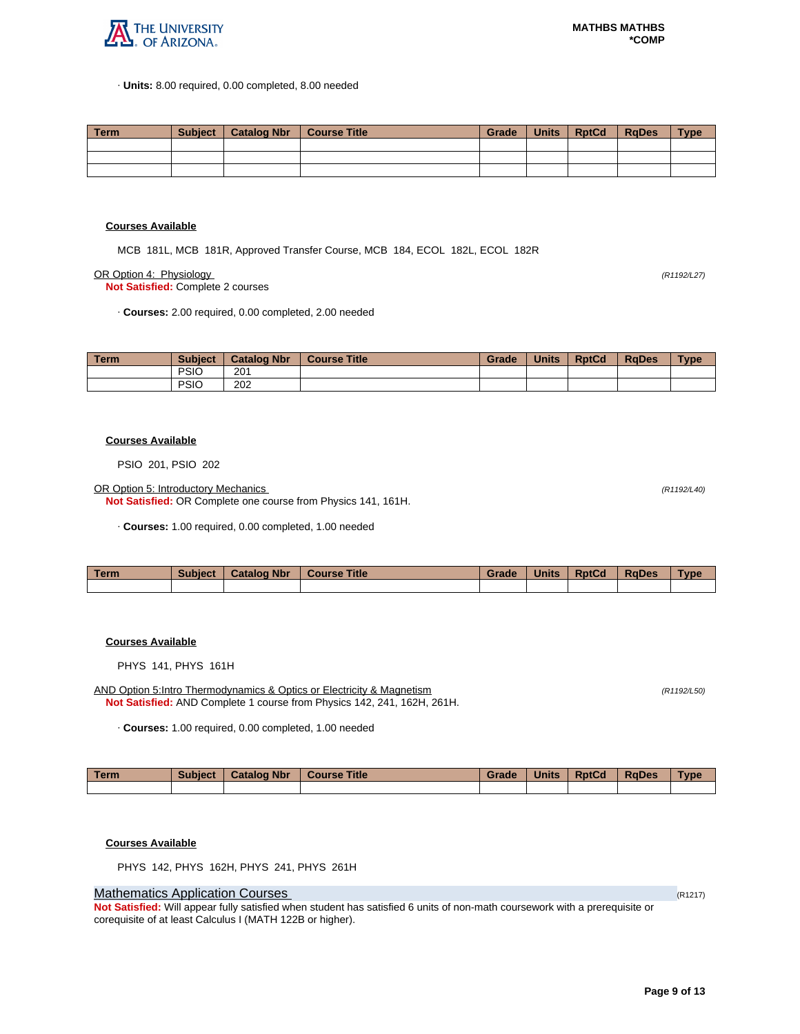· **Units:** 8.00 required, 0.00 completed, 8.00 needed

| Term | Subject | Catalog Nbr | Course Title | Grade | Units | RptCd | RqDes | Type |
|---|---|---|---|---|---|---|---|---|
| | | | | | | | | |
| | | | | | | | | |
| | | | | | | | | |

**Courses Available**

MCB 181L, MCB 181R, Approved Transfer Course, MCB 184, ECOL 182L, ECOL 182R

OR Option 4: Physiology *(R1192/L27)*
**Not Satisfied:** Complete 2 courses

· **Courses:** 2.00 required, 0.00 completed, 2.00 needed

| Term | Subject | Catalog Nbr | Course Title | Grade | Units | RptCd | RqDes | Type |
|---|---|---|---|---|---|---|---|---|
| | PSIO | 201 | | | | | | |
| | PSIO | 202 | | | | | | |

**Courses Available**

PSIO 201, PSIO 202

OR Option 5: Introductory Mechanics *(R1192/L40)*
**Not Satisfied:** OR Complete one course from Physics 141, 161H.

· **Courses:** 1.00 required, 0.00 completed, 1.00 needed

| Term | Subject | Catalog Nbr | Course Title | Grade | Units | RptCd | RqDes | Type |
|---|---|---|---|---|---|---|---|---|
| | | | | | | | | |

**Courses Available**

PHYS 141, PHYS 161H

AND Option 5:Intro Thermodynamics & Optics or Electricity & Magnetism *(R1192/L50)*
**Not Satisfied:** AND Complete 1 course from Physics 142, 241, 162H, 261H.

· **Courses:** 1.00 required, 0.00 completed, 1.00 needed

| Term | Subject | Catalog Nbr | Course Title | Grade | Units | RptCd | RqDes | Type |
|---|---|---|---|---|---|---|---|---|
| | | | | | | | | |

**Courses Available**

PHYS 142, PHYS 162H, PHYS 241, PHYS 261H

## Mathematics Application Courses (R1217)

**Not Satisfied:** Will appear fully satisfied when student has satisfied 6 units of non-math coursework with a prerequisite or corequisite of at least Calculus I (MATH 122B or higher).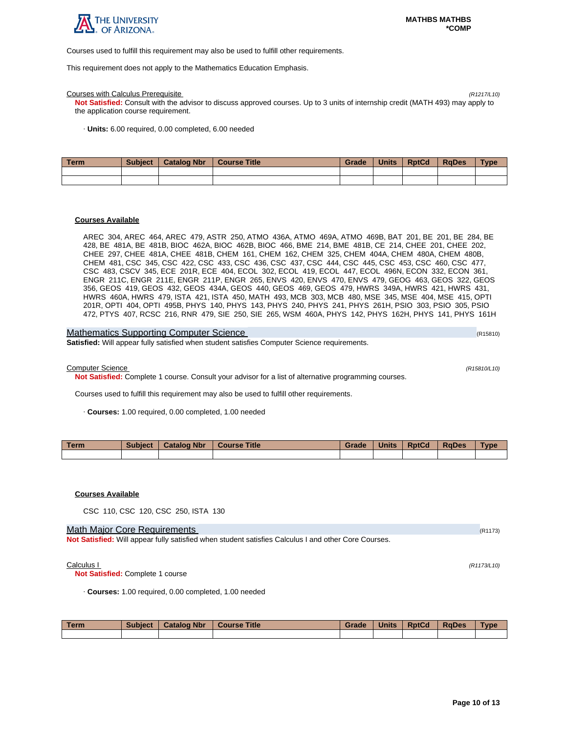Courses used to fulfill this requirement may also be used to fulfill other requirements.

This requirement does not apply to the Mathematics Education Emphasis.

Courses with Calculus Prerequisite *(R1217/L10)*

**Not Satisfied:** Consult with the advisor to discuss approved courses. Up to 3 units of internship credit (MATH 493) may apply to the application course requirement.

· **Units:** 6.00 required, 0.00 completed, 6.00 needed

| Term | Subject | Catalog Nbr | Course Title | Grade | Units | RptCd | RqDes | Type |
|---|---|---|---|---|---|---|---|---|
| | | | | | | | | |
| | | | | | | | | |

**Courses Available**

AREC 304, AREC 464, AREC 479, ASTR 250, ATMO 436A, ATMO 469A, ATMO 469B, BAT 201, BE 201, BE 284, BE 428, BE 481A, BE 481B, BIOC 462A, BIOC 462B, BIOC 466, BME 214, BME 481B, CE 214, CHEE 201, CHEE 202, CHEE 297, CHEE 481A, CHEE 481B, CHEM 161, CHEM 162, CHEM 325, CHEM 404A, CHEM 480A, CHEM 480B, CHEM 481, CSC 345, CSC 422, CSC 433, CSC 436, CSC 437, CSC 444, CSC 445, CSC 453, CSC 460, CSC 477, CSC 483, CSCV 345, ECE 201R, ECE 404, ECOL 302, ECOL 419, ECOL 447, ECOL 496N, ECON 332, ECON 361, ENGR 211C, ENGR 211E, ENGR 211P, ENGR 265, ENVS 420, ENVS 470, ENVS 479, GEOG 463, GEOS 322, GEOS 356, GEOS 419, GEOS 432, GEOS 434A, GEOS 440, GEOS 469, GEOS 479, HWRS 349A, HWRS 421, HWRS 431, HWRS 460A, HWRS 479, ISTA 421, ISTA 450, MATH 493, MCB 303, MCB 480, MSE 345, MSE 404, MSE 415, OPTI 201R, OPTI 404, OPTI 495B, PHYS 140, PHYS 143, PHYS 240, PHYS 241, PHYS 261H, PSIO 303, PSIO 305, PSIO 472, PTYS 407, RCSC 216, RNR 479, SIE 250, SIE 265, WSM 460A, PHYS 142, PHYS 162H, PHYS 141, PHYS 161H

## Mathematics Supporting Computer Science (R15810)

**Satisfied:** Will appear fully satisfied when student satisfies Computer Science requirements.

Computer Science *(R15810/L10)*

**Not Satisfied:** Complete 1 course. Consult your advisor for a list of alternative programming courses.

Courses used to fulfill this requirement may also be used to fulfill other requirements.

· **Courses:** 1.00 required, 0.00 completed, 1.00 needed

| Term | Subject | Catalog Nbr | Course Title | Grade | Units | RptCd | RqDes | Type |
|---|---|---|---|---|---|---|---|---|
| | | | | | | | | |

**Courses Available**

CSC 110, CSC 120, CSC 250, ISTA 130

## Math Major Core Requirements (R1173)

**Not Satisfied:** Will appear fully satisfied when student satisfies Calculus I and other Core Courses.

Calculus I *(R1173/L10)*

**Not Satisfied:** Complete 1 course

· **Courses:** 1.00 required, 0.00 completed, 1.00 needed

| Term | Subject | Catalog Nbr | Course Title | Grade | Units | RptCd | RqDes | Type |
|---|---|---|---|---|---|---|---|---|
| | | | | | | | | |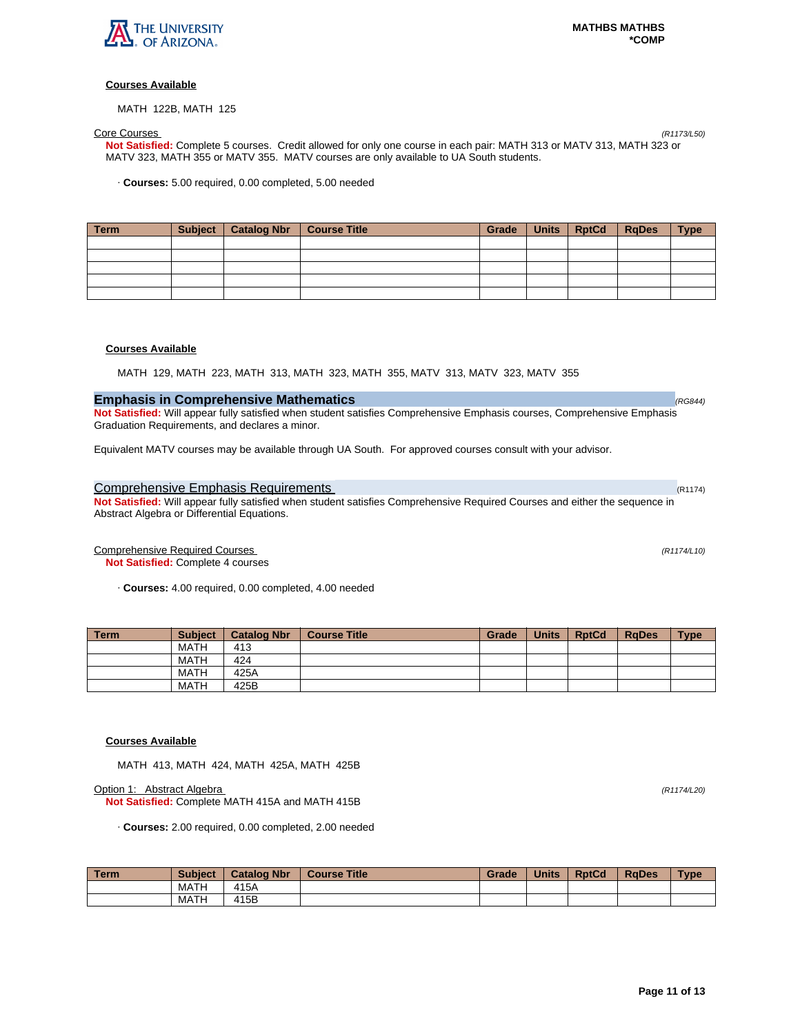**Courses Available**

MATH 122B, MATH 125

Core Courses *(R1173/L50)*

**Not Satisfied:** Complete 5 courses. Credit allowed for only one course in each pair: MATH 313 or MATV 313, MATH 323 or MATV 323, MATH 355 or MATV 355. MATV courses are only available to UA South students.

· **Courses:** 5.00 required, 0.00 completed, 5.00 needed

| Term | Subject | Catalog Nbr | Course Title | Grade | Units | RptCd | RqDes | Type |
|---|---|---|---|---|---|---|---|---|
| | | | | | | | | |
| | | | | | | | | |
| | | | | | | | | |
| | | | | | | | | |
| | | | | | | | | |

**Courses Available**

MATH 129, MATH 223, MATH 313, MATH 323, MATH 355, MATV 313, MATV 323, MATV 355

## Emphasis in Comprehensive Mathematics *(RG844)*

**Not Satisfied:** Will appear fully satisfied when student satisfies Comprehensive Emphasis courses, Comprehensive Emphasis Graduation Requirements, and declares a minor.

Equivalent MATV courses may be available through UA South. For approved courses consult with your advisor.

### Comprehensive Emphasis Requirements (R1174)

**Not Satisfied:** Will appear fully satisfied when student satisfies Comprehensive Required Courses and either the sequence in Abstract Algebra or Differential Equations.

Comprehensive Required Courses *(R1174/L10)*

**Not Satisfied:** Complete 4 courses

· **Courses:** 4.00 required, 0.00 completed, 4.00 needed

| Term | Subject | Catalog Nbr | Course Title | Grade | Units | RptCd | RqDes | Type |
|---|---|---|---|---|---|---|---|---|
| | MATH | 413 | | | | | | |
| | MATH | 424 | | | | | | |
| | MATH | 425A | | | | | | |
| | MATH | 425B | | | | | | |

**Courses Available**

MATH 413, MATH 424, MATH 425A, MATH 425B

Option 1: Abstract Algebra *(R1174/L20)*

**Not Satisfied:** Complete MATH 415A and MATH 415B

· **Courses:** 2.00 required, 0.00 completed, 2.00 needed

| Term | Subject | Catalog Nbr | Course Title | Grade | Units | RptCd | RqDes | Type |
|---|---|---|---|---|---|---|---|---|
| | MATH | 415A | | | | | | |
| | MATH | 415B | | | | | | |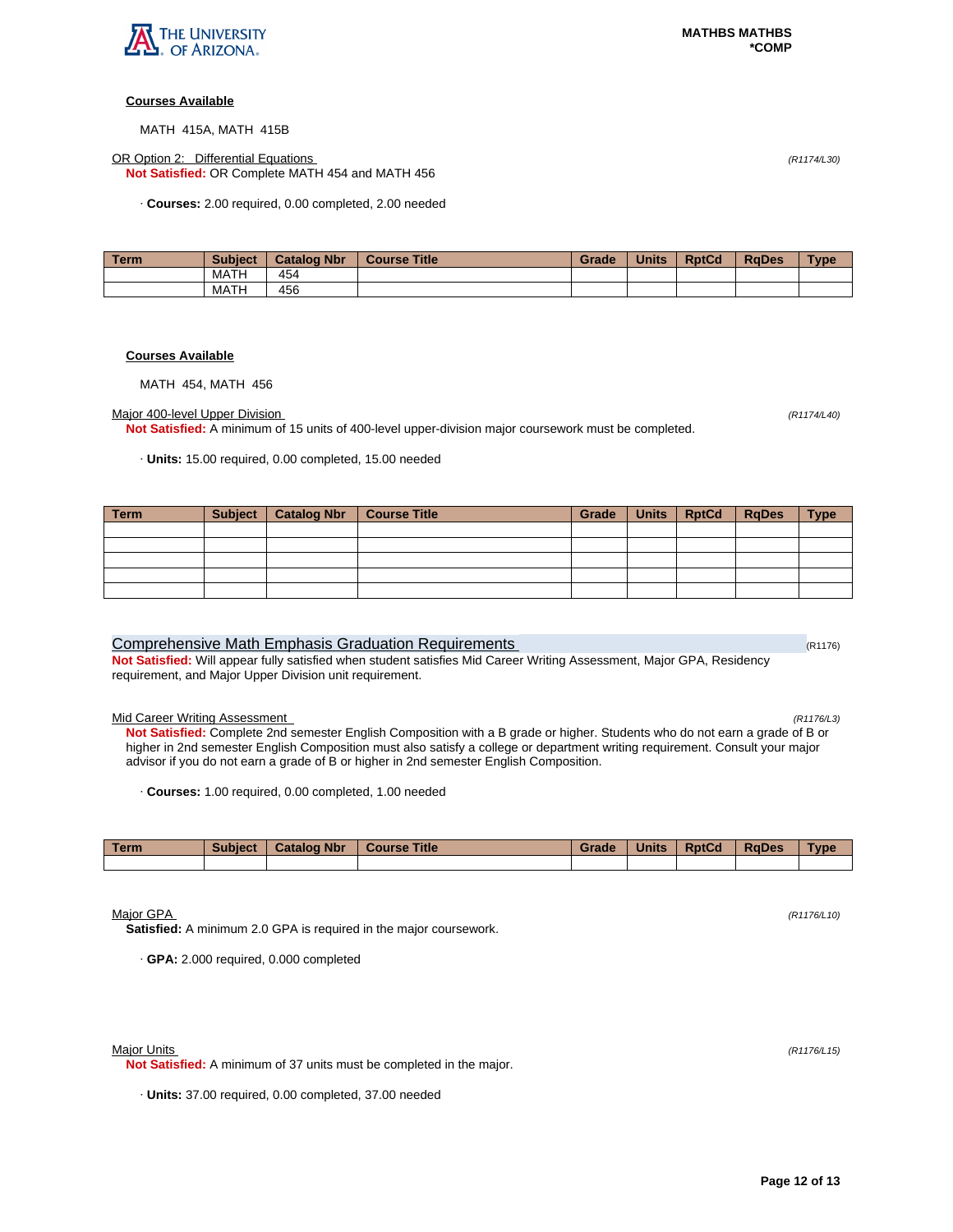**Courses Available**

MATH 415A, MATH 415B

OR Option 2: Differential Equations (R1174/L30)

**Not Satisfied:** OR Complete MATH 454 and MATH 456

· **Courses:** 2.00 required, 0.00 completed, 2.00 needed

| Term | Subject | Catalog Nbr | Course Title | Grade | Units | RptCd | RqDes | Type |
|---|---|---|---|---|---|---|---|---|
| | MATH | 454 | | | | | | |
| | MATH | 456 | | | | | | |

**Courses Available**

MATH 454, MATH 456

Major 400-level Upper Division (R1174/L40)

**Not Satisfied:** A minimum of 15 units of 400-level upper-division major coursework must be completed.

· **Units:** 15.00 required, 0.00 completed, 15.00 needed

| Term | Subject | Catalog Nbr | Course Title | Grade | Units | RptCd | RqDes | Type |
|---|---|---|---|---|---|---|---|---|
| | | | | | | | | |
| | | | | | | | | |
| | | | | | | | | |
| | | | | | | | | |
| | | | | | | | | |

## Comprehensive Math Emphasis Graduation Requirements (R1176)

**Not Satisfied:** Will appear fully satisfied when student satisfies Mid Career Writing Assessment, Major GPA, Residency requirement, and Major Upper Division unit requirement.

Mid Career Writing Assessment (R1176/L3)

**Not Satisfied:** Complete 2nd semester English Composition with a B grade or higher. Students who do not earn a grade of B or higher in 2nd semester English Composition must also satisfy a college or department writing requirement. Consult your major advisor if you do not earn a grade of B or higher in 2nd semester English Composition.

· **Courses:** 1.00 required, 0.00 completed, 1.00 needed

| Term | Subject | Catalog Nbr | Course Title | Grade | Units | RptCd | RqDes | Type |
|---|---|---|---|---|---|---|---|---|
| | | | | | | | | |

Major GPA (R1176/L10)

**Satisfied:** A minimum 2.0 GPA is required in the major coursework.

· **GPA:** 2.000 required, 0.000 completed

Major Units (R1176/L15)

**Not Satisfied:** A minimum of 37 units must be completed in the major.

· **Units:** 37.00 required, 0.00 completed, 37.00 needed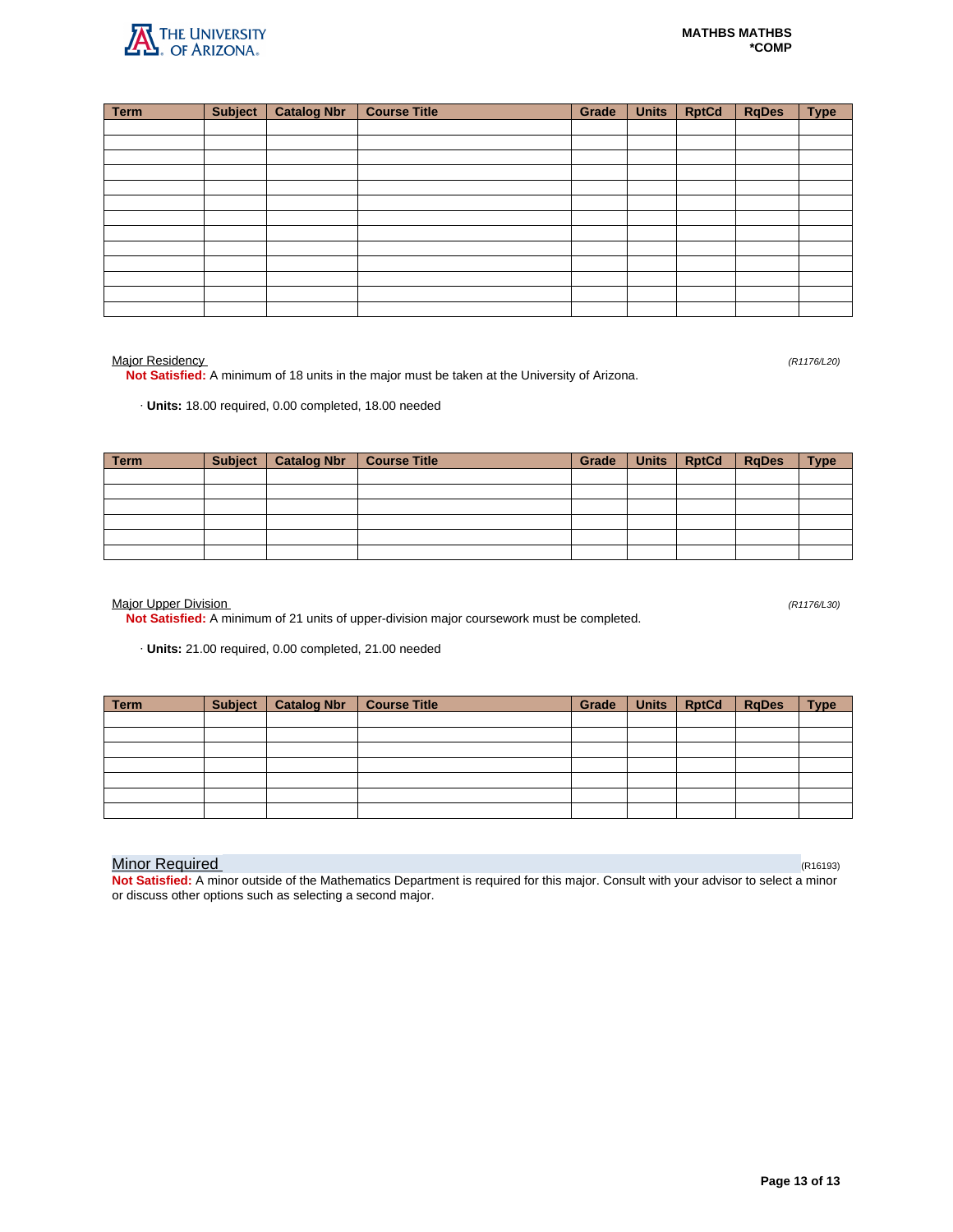| Term | Subject | Catalog Nbr | Course Title | Grade | Units | RptCd | RqDes | Type |
|---|---|---|---|---|---|---|---|---|
| | | | | | | | | |
| | | | | | | | | |
| | | | | | | | | |
| | | | | | | | | |
| | | | | | | | | |
| | | | | | | | | |
| | | | | | | | | |
| | | | | | | | | |
| | | | | | | | | |
| | | | | | | | | |
| | | | | | | | | |
| | | | | | | | | |
| | | | | | | | | |

Major Residency *(R1176/L20)*

**Not Satisfied:** A minimum of 18 units in the major must be taken at the University of Arizona.

· **Units:** 18.00 required, 0.00 completed, 18.00 needed

| Term | Subject | Catalog Nbr | Course Title | Grade | Units | RptCd | RqDes | Type |
|---|---|---|---|---|---|---|---|---|
| | | | | | | | | |
| | | | | | | | | |
| | | | | | | | | |
| | | | | | | | | |
| | | | | | | | | |
| | | | | | | | | |

Major Upper Division *(R1176/L30)*

**Not Satisfied:** A minimum of 21 units of upper-division major coursework must be completed.

· **Units:** 21.00 required, 0.00 completed, 21.00 needed

| Term | Subject | Catalog Nbr | Course Title | Grade | Units | RptCd | RqDes | Type |
|---|---|---|---|---|---|---|---|---|
| | | | | | | | | |
| | | | | | | | | |
| | | | | | | | | |
| | | | | | | | | |
| | | | | | | | | |
| | | | | | | | | |
| | | | | | | | | |

## Minor Required (R16193)

**Not Satisfied:** A minor outside of the Mathematics Department is required for this major. Consult with your advisor to select a minor or discuss other options such as selecting a second major.